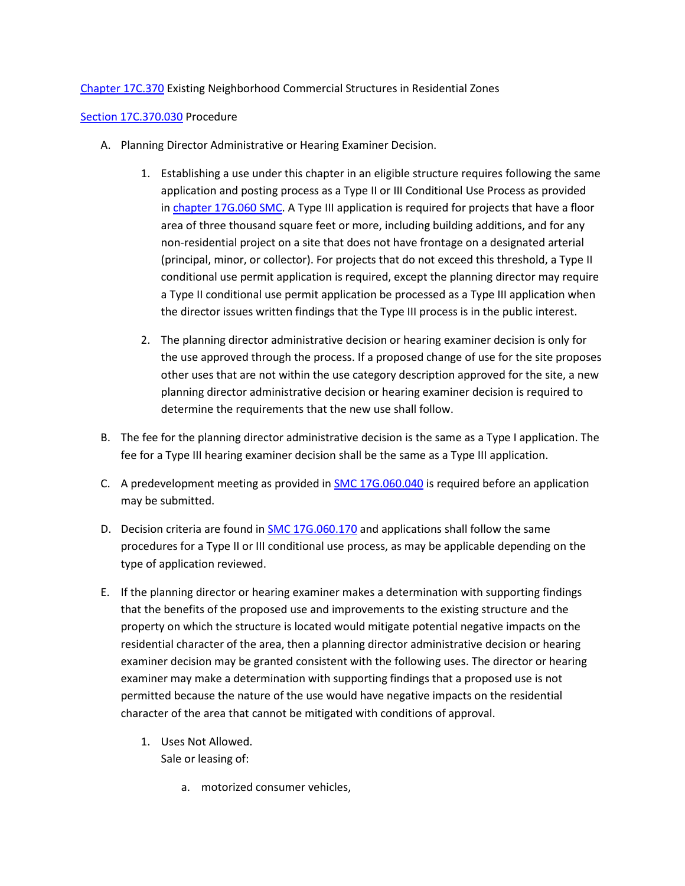[Chapter 17C.370] Existing Neighborhood Commercial Structures in Residential Zones

[Section 17C.370.030] Procedure

A. Planning Director Administrative or Hearing Examiner Decision.

   1. Establishing a use under this chapter in an eligible structure requires following the same application and posting process as a Type II or III Conditional Use Process as provided in chapter 17G.060 SMC. A Type III application is required for projects that have a floor area of three thousand square feet or more, including building additions, and for any non-residential project on a site that does not have frontage on a designated arterial (principal, minor, or collector). For projects that do not exceed this threshold, a Type II conditional use permit application is required, except the planning director may require a Type II conditional use permit application be processed as a Type III application when the director issues written findings that the Type III process is in the public interest.

   2. The planning director administrative decision or hearing examiner decision is only for the use approved through the process. If a proposed change of use for the site proposes other uses that are not within the use category description approved for the site, a new planning director administrative decision or hearing examiner decision is required to determine the requirements that the new use shall follow.

B. The fee for the planning director administrative decision is the same as a Type I application. The fee for a Type III hearing examiner decision shall be the same as a Type III application.

C. A predevelopment meeting as provided in SMC 17G.060.040 is required before an application may be submitted.

D. Decision criteria are found in SMC 17G.060.170 and applications shall follow the same procedures for a Type II or III conditional use process, as may be applicable depending on the type of application reviewed.

E. If the planning director or hearing examiner makes a determination with supporting findings that the benefits of the proposed use and improvements to the existing structure and the property on which the structure is located would mitigate potential negative impacts on the residential character of the area, then a planning director administrative decision or hearing examiner decision may be granted consistent with the following uses. The director or hearing examiner may make a determination with supporting findings that a proposed use is not permitted because the nature of the use would have negative impacts on the residential character of the area that cannot be mitigated with conditions of approval.

   1. Uses Not Allowed.
      Sale or leasing of:

      a. motorized consumer vehicles,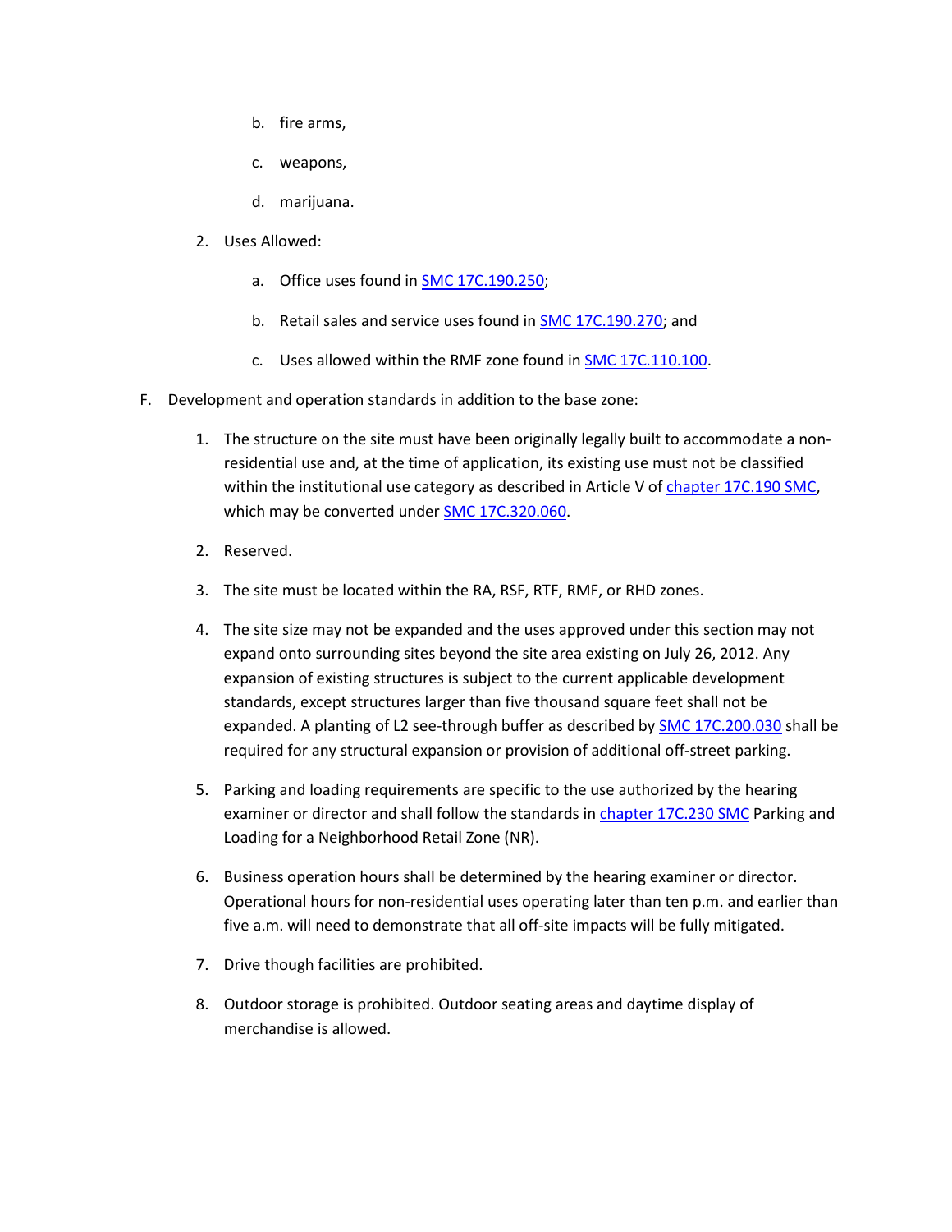b. fire arms,

   c. weapons,

   d. marijuana.

2. Uses Allowed:

   a. Office uses found in SMC 17C.190.250;

   b. Retail sales and service uses found in SMC 17C.190.270; and

   c. Uses allowed within the RMF zone found in SMC 17C.110.100.

F. Development and operation standards in addition to the base zone:

   1. The structure on the site must have been originally legally built to accommodate a non-residential use and, at the time of application, its existing use must not be classified within the institutional use category as described in Article V of chapter 17C.190 SMC, which may be converted under SMC 17C.320.060.

   2. Reserved.

   3. The site must be located within the RA, RSF, RTF, RMF, or RHD zones.

   4. The site size may not be expanded and the uses approved under this section may not expand onto surrounding sites beyond the site area existing on July 26, 2012. Any expansion of existing structures is subject to the current applicable development standards, except structures larger than five thousand square feet shall not be expanded. A planting of L2 see-through buffer as described by SMC 17C.200.030 shall be required for any structural expansion or provision of additional off-street parking.

   5. Parking and loading requirements are specific to the use authorized by the hearing examiner or director and shall follow the standards in chapter 17C.230 SMC Parking and Loading for a Neighborhood Retail Zone (NR).

   6. Business operation hours shall be determined by the hearing examiner or director. Operational hours for non-residential uses operating later than ten p.m. and earlier than five a.m. will need to demonstrate that all off-site impacts will be fully mitigated.

   7. Drive though facilities are prohibited.

   8. Outdoor storage is prohibited. Outdoor seating areas and daytime display of merchandise is allowed.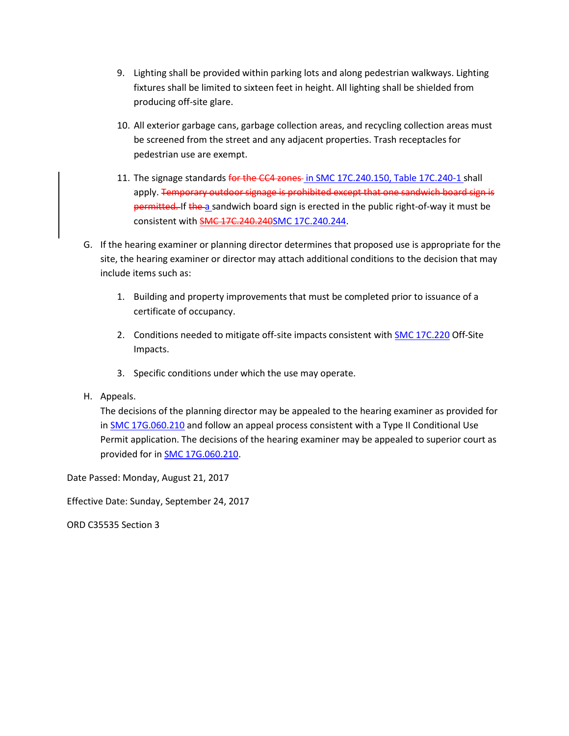9. Lighting shall be provided within parking lots and along pedestrian walkways. Lighting fixtures shall be limited to sixteen feet in height. All lighting shall be shielded from producing off-site glare.

10. All exterior garbage cans, garbage collection areas, and recycling collection areas must be screened from the street and any adjacent properties. Trash receptacles for pedestrian use are exempt.

11. The signage standards ~~for the CC4 zones~~ in SMC 17C.240.150, Table 17C.240-1 shall apply. ~~Temporary outdoor signage is prohibited except that one sandwich board sign is permitted.~~ If ~~the~~ a sandwich board sign is erected in the public right-of-way it must be consistent with ~~SMC 17C.240.240~~SMC 17C.240.244.

G. If the hearing examiner or planning director determines that proposed use is appropriate for the site, the hearing examiner or director may attach additional conditions to the decision that may include items such as:

   1. Building and property improvements that must be completed prior to issuance of a certificate of occupancy.

   2. Conditions needed to mitigate off-site impacts consistent with SMC 17C.220 Off-Site Impacts.

   3. Specific conditions under which the use may operate.

H. Appeals.
   The decisions of the planning director may be appealed to the hearing examiner as provided for in SMC 17G.060.210 and follow an appeal process consistent with a Type II Conditional Use Permit application. The decisions of the hearing examiner may be appealed to superior court as provided for in SMC 17G.060.210.

Date Passed: Monday, August 21, 2017

Effective Date: Sunday, September 24, 2017

ORD C35535 Section 3